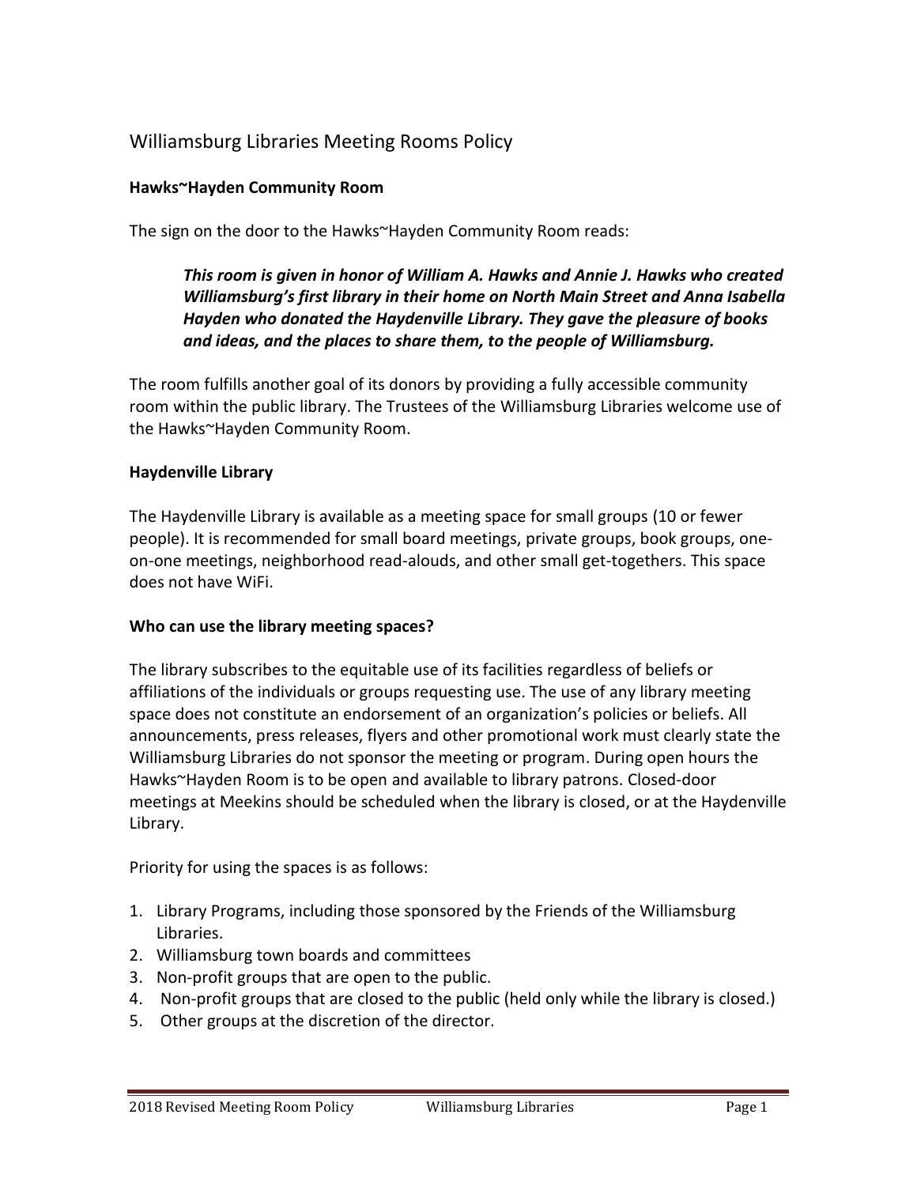# Williamsburg Libraries Meeting Rooms Policy

**Hawks~Hayden Community Room**

The sign on the door to the Hawks~Hayden Community Room reads:

> ***This room is given in honor of William A. Hawks and Annie J. Hawks who created Williamsburg's first library in their home on North Main Street and Anna Isabella Hayden who donated the Haydenville Library. They gave the pleasure of books and ideas, and the places to share them, to the people of Williamsburg.***

The room fulfills another goal of its donors by providing a fully accessible community room within the public library. The Trustees of the Williamsburg Libraries welcome use of the Hawks~Hayden Community Room.

**Haydenville Library**

The Haydenville Library is available as a meeting space for small groups (10 or fewer people). It is recommended for small board meetings, private groups, book groups, one-on-one meetings, neighborhood read-alouds, and other small get-togethers. This space does not have WiFi.

**Who can use the library meeting spaces?**

The library subscribes to the equitable use of its facilities regardless of beliefs or affiliations of the individuals or groups requesting use. The use of any library meeting space does not constitute an endorsement of an organization's policies or beliefs. All announcements, press releases, flyers and other promotional work must clearly state the Williamsburg Libraries do not sponsor the meeting or program. During open hours the Hawks~Hayden Room is to be open and available to library patrons. Closed-door meetings at Meekins should be scheduled when the library is closed, or at the Haydenville Library.

Priority for using the spaces is as follows:

1. Library Programs, including those sponsored by the Friends of the Williamsburg Libraries.
2. Williamsburg town boards and committees
3. Non-profit groups that are open to the public.
4. Non-profit groups that are closed to the public (held only while the library is closed.)
5. Other groups at the discretion of the director.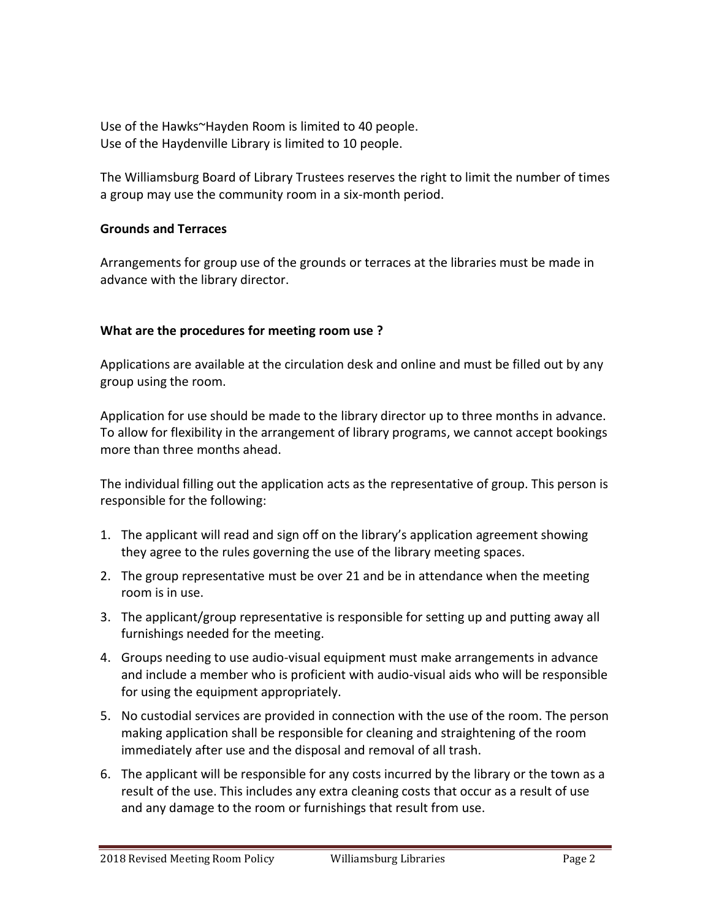Use of the Hawks~Hayden Room is limited to 40 people.
Use of the Haydenville Library is limited to 10 people.

The Williamsburg Board of Library Trustees reserves the right to limit the number of times a group may use the community room in a six-month period.

**Grounds and Terraces**

Arrangements for group use of the grounds or terraces at the libraries must be made in advance with the library director.

**What are the procedures for meeting room use ?**

Applications are available at the circulation desk and online and must be filled out by any group using the room.

Application for use should be made to the library director up to three months in advance. To allow for flexibility in the arrangement of library programs, we cannot accept bookings more than three months ahead.

The individual filling out the application acts as the representative of group. This person is responsible for the following:

1. The applicant will read and sign off on the library's application agreement showing they agree to the rules governing the use of the library meeting spaces.
2. The group representative must be over 21 and be in attendance when the meeting room is in use.
3. The applicant/group representative is responsible for setting up and putting away all furnishings needed for the meeting.
4. Groups needing to use audio-visual equipment must make arrangements in advance and include a member who is proficient with audio-visual aids who will be responsible for using the equipment appropriately.
5. No custodial services are provided in connection with the use of the room. The person making application shall be responsible for cleaning and straightening of the room immediately after use and the disposal and removal of all trash.
6. The applicant will be responsible for any costs incurred by the library or the town as a result of the use. This includes any extra cleaning costs that occur as a result of use and any damage to the room or furnishings that result from use.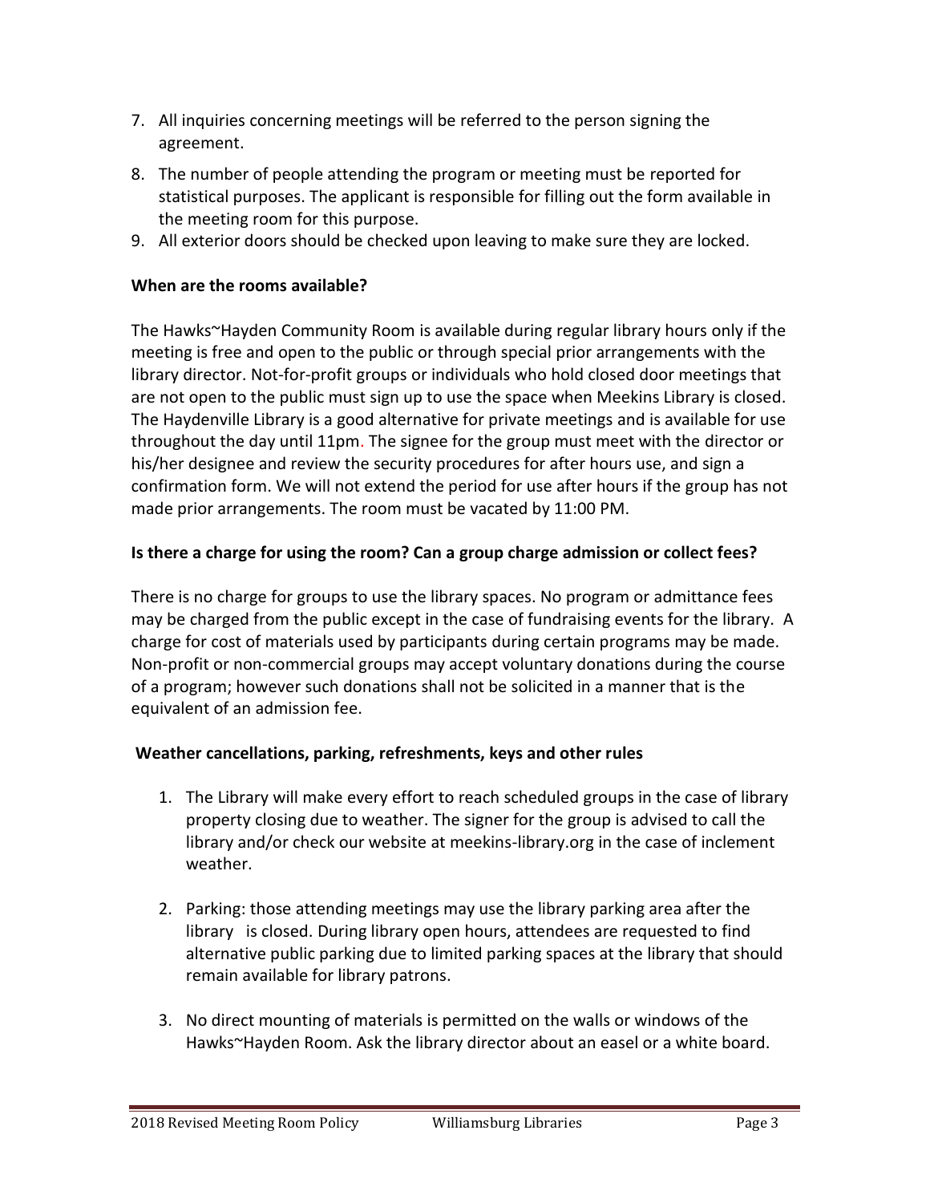7. All inquiries concerning meetings will be referred to the person signing the agreement.
8. The number of people attending the program or meeting must be reported for statistical purposes. The applicant is responsible for filling out the form available in the meeting room for this purpose.
9. All exterior doors should be checked upon leaving to make sure they are locked.

**When are the rooms available?**

The Hawks~Hayden Community Room is available during regular library hours only if the meeting is free and open to the public or through special prior arrangements with the library director. Not-for-profit groups or individuals who hold closed door meetings that are not open to the public must sign up to use the space when Meekins Library is closed. The Haydenville Library is a good alternative for private meetings and is available for use throughout the day until 11pm. The signee for the group must meet with the director or his/her designee and review the security procedures for after hours use, and sign a confirmation form. We will not extend the period for use after hours if the group has not made prior arrangements. The room must be vacated by 11:00 PM.

**Is there a charge for using the room? Can a group charge admission or collect fees?**

There is no charge for groups to use the library spaces. No program or admittance fees may be charged from the public except in the case of fundraising events for the library. A charge for cost of materials used by participants during certain programs may be made. Non-profit or non-commercial groups may accept voluntary donations during the course of a program; however such donations shall not be solicited in a manner that is the equivalent of an admission fee.

**Weather cancellations, parking, refreshments, keys and other rules**

1. The Library will make every effort to reach scheduled groups in the case of library property closing due to weather. The signer for the group is advised to call the library and/or check our website at meekins-library.org in the case of inclement weather.

2. Parking: those attending meetings may use the library parking area after the library is closed. During library open hours, attendees are requested to find alternative public parking due to limited parking spaces at the library that should remain available for library patrons.

3. No direct mounting of materials is permitted on the walls or windows of the Hawks~Hayden Room. Ask the library director about an easel or a white board.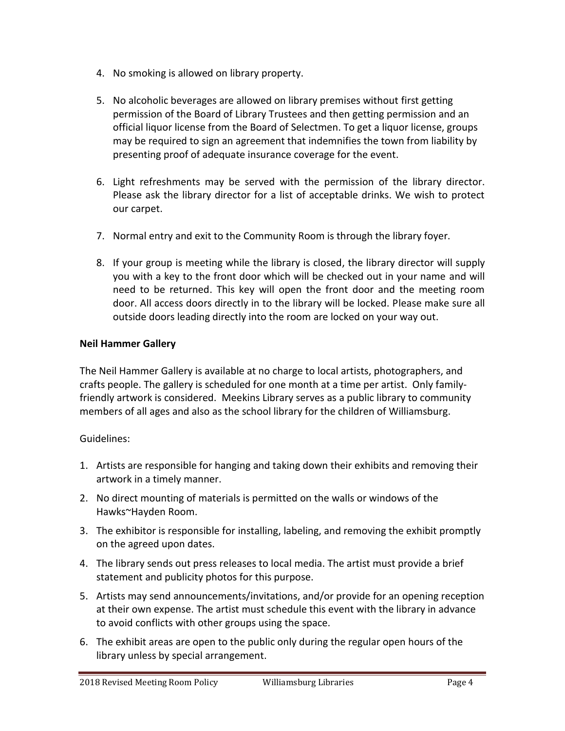4. No smoking is allowed on library property.

5. No alcoholic beverages are allowed on library premises without first getting permission of the Board of Library Trustees and then getting permission and an official liquor license from the Board of Selectmen. To get a liquor license, groups may be required to sign an agreement that indemnifies the town from liability by presenting proof of adequate insurance coverage for the event.

6. Light refreshments may be served with the permission of the library director. Please ask the library director for a list of acceptable drinks. We wish to protect our carpet.

7. Normal entry and exit to the Community Room is through the library foyer.

8. If your group is meeting while the library is closed, the library director will supply you with a key to the front door which will be checked out in your name and will need to be returned. This key will open the front door and the meeting room door. All access doors directly in to the library will be locked. Please make sure all outside doors leading directly into the room are locked on your way out.

**Neil Hammer Gallery**

The Neil Hammer Gallery is available at no charge to local artists, photographers, and crafts people. The gallery is scheduled for one month at a time per artist. Only family-friendly artwork is considered. Meekins Library serves as a public library to community members of all ages and also as the school library for the children of Williamsburg.

Guidelines:

1. Artists are responsible for hanging and taking down their exhibits and removing their artwork in a timely manner.
2. No direct mounting of materials is permitted on the walls or windows of the Hawks~Hayden Room.
3. The exhibitor is responsible for installing, labeling, and removing the exhibit promptly on the agreed upon dates.
4. The library sends out press releases to local media. The artist must provide a brief statement and publicity photos for this purpose.
5. Artists may send announcements/invitations, and/or provide for an opening reception at their own expense. The artist must schedule this event with the library in advance to avoid conflicts with other groups using the space.
6. The exhibit areas are open to the public only during the regular open hours of the library unless by special arrangement.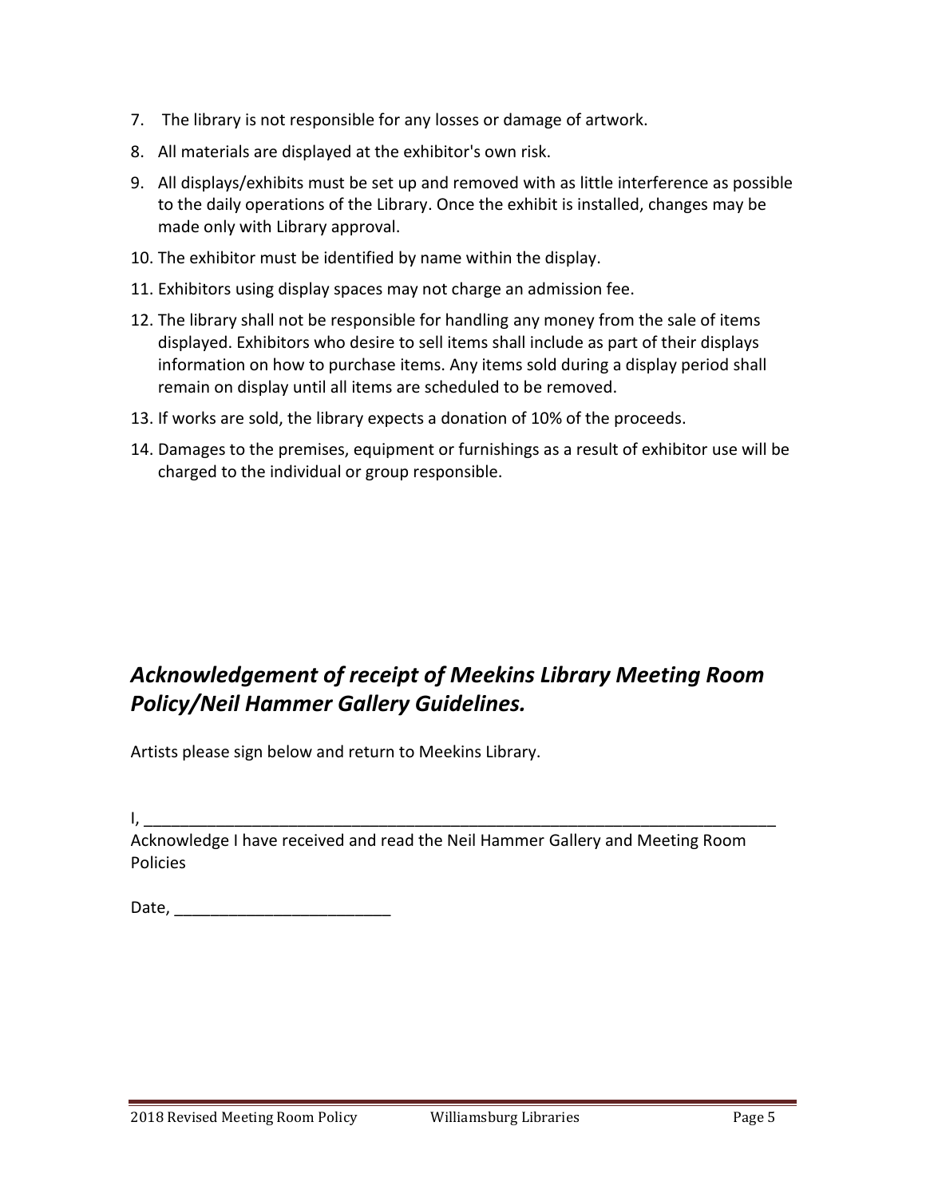7. The library is not responsible for any losses or damage of artwork.
8. All materials are displayed at the exhibitor's own risk.
9. All displays/exhibits must be set up and removed with as little interference as possible to the daily operations of the Library. Once the exhibit is installed, changes may be made only with Library approval.
10. The exhibitor must be identified by name within the display.
11. Exhibitors using display spaces may not charge an admission fee.
12. The library shall not be responsible for handling any money from the sale of items displayed. Exhibitors who desire to sell items shall include as part of their displays information on how to purchase items. Any items sold during a display period shall remain on display until all items are scheduled to be removed.
13. If works are sold, the library expects a donation of 10% of the proceeds.
14. Damages to the premises, equipment or furnishings as a result of exhibitor use will be charged to the individual or group responsible.

## *Acknowledgement of receipt of Meekins Library Meeting Room Policy/Neil Hammer Gallery Guidelines.*

Artists please sign below and return to Meekins Library.

I, ___________________________________________________________________________
Acknowledge I have received and read the Neil Hammer Gallery and Meeting Room Policies

Date, ________________________